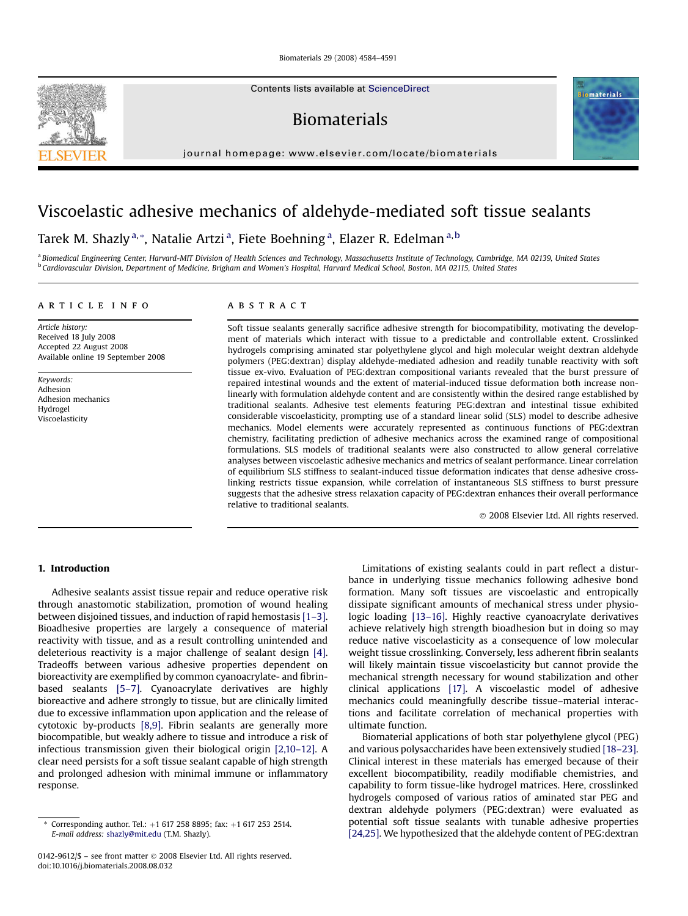# Viscoelastic adhesive mechanics of aldehyde-mediated soft tissue sealants

Tarek M. Shazly [a,*], Natalie Artzi [a], Fiete Boehning [a], Elazer R. Edelman [a,b]

[a] Biomedical Engineering Center, Harvard-MIT Division of Health Sciences and Technology, Massachusetts Institute of Technology, Cambridge, MA 02139, United States

[b] Cardiovascular Division, Department of Medicine, Brigham and Women's Hospital, Harvard Medical School, Boston, MA 02115, United States

## ARTICLE INFO

*Article history:*
Received 18 July 2008
Accepted 22 August 2008
Available online 19 September 2008

*Keywords:*
Adhesion
Adhesion mechanics
Hydrogel
Viscoelasticity

## ABSTRACT

Soft tissue sealants generally sacrifice adhesive strength for biocompatibility, motivating the development of materials which interact with tissue to a predictable and controllable extent. Crosslinked hydrogels comprising aminated star polyethylene glycol and high molecular weight dextran aldehyde polymers (PEG:dextran) display aldehyde-mediated adhesion and readily tunable reactivity with soft tissue ex-vivo. Evaluation of PEG:dextran compositional variants revealed that the burst pressure of repaired intestinal wounds and the extent of material-induced tissue deformation both increase non-linearly with formulation aldehyde content and are consistently within the desired range established by traditional sealants. Adhesive test elements featuring PEG:dextran and intestinal tissue exhibited considerable viscoelasticity, prompting use of a standard linear solid (SLS) model to describe adhesive mechanics. Model elements were accurately represented as continuous functions of PEG:dextran chemistry, facilitating prediction of adhesive mechanics across the examined range of compositional formulations. SLS models of traditional sealants were also constructed to allow general correlative analyses between viscoelastic adhesive mechanics and metrics of sealant performance. Linear correlation of equilibrium SLS stiffness to sealant-induced tissue deformation indicates that dense adhesive crosslinking restricts tissue expansion, while correlation of instantaneous SLS stiffness to burst pressure suggests that the adhesive stress relaxation capacity of PEG:dextran enhances their overall performance relative to traditional sealants.

© 2008 Elsevier Ltd. All rights reserved.

## 1. Introduction

Adhesive sealants assist tissue repair and reduce operative risk through anastomotic stabilization, promotion of wound healing between disjoined tissues, and induction of rapid hemostasis [1–3]. Bioadhesive properties are largely a consequence of material reactivity with tissue, and as a result controlling unintended and deleterious reactivity is a major challenge of sealant design [4]. Tradeoffs between various adhesive properties dependent on bioreactivity are exemplified by common cyanoacrylate- and fibrin-based sealants [5–7]. Cyanoacrylate derivatives are highly bioreactive and adhere strongly to tissue, but are clinically limited due to excessive inflammation upon application and the release of cytotoxic by-products [8,9]. Fibrin sealants are generally more biocompatible, but weakly adhere to tissue and introduce a risk of infectious transmission given their biological origin [2,10–12]. A clear need persists for a soft tissue sealant capable of high strength and prolonged adhesion with minimal immune or inflammatory response.

Limitations of existing sealants could in part reflect a disturbance in underlying tissue mechanics following adhesive bond formation. Many soft tissues are viscoelastic and entropically dissipate significant amounts of mechanical stress under physiologic loading [13–16]. Highly reactive cyanoacrylate derivatives achieve relatively high strength bioadhesion but in doing so may reduce native viscoelasticity as a consequence of low molecular weight tissue crosslinking. Conversely, less adherent fibrin sealants will likely maintain tissue viscoelasticity but cannot provide the mechanical strength necessary for wound stabilization and other clinical applications [17]. A viscoelastic model of adhesive mechanics could meaningfully describe tissue–material interactions and facilitate correlation of mechanical properties with ultimate function.

Biomaterial applications of both star polyethylene glycol (PEG) and various polysaccharides have been extensively studied [18–23]. Clinical interest in these materials has emerged because of their excellent biocompatibility, readily modifiable chemistries, and capability to form tissue-like hydrogel matrices. Here, crosslinked hydrogels composed of various ratios of aminated star PEG and dextran aldehyde polymers (PEG:dextran) were evaluated as potential soft tissue sealants with tunable adhesive properties [24,25]. We hypothesized that the aldehyde content of PEG:dextran

* Corresponding author. Tel.: +1 617 258 8895; fax: +1 617 253 2514. *E-mail address:* shazly@mit.edu (T.M. Shazly).

0142-9612/$ – see front matter © 2008 Elsevier Ltd. All rights reserved.
doi:10.1016/j.biomaterials.2008.08.032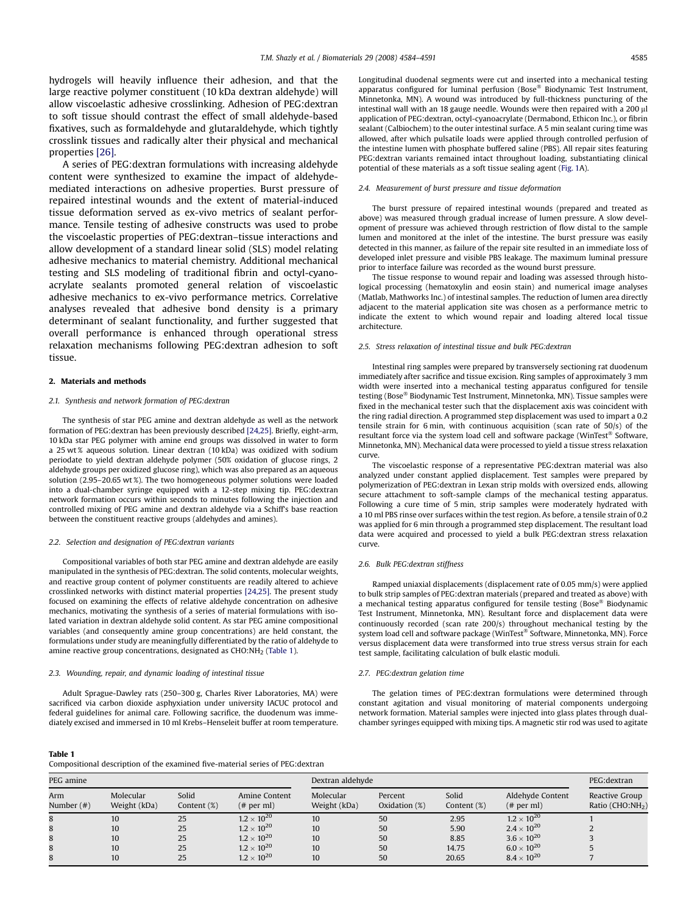hydrogels will heavily influence their adhesion, and that the large reactive polymer constituent (10 kDa dextran aldehyde) will allow viscoelastic adhesive crosslinking. Adhesion of PEG:dextran to soft tissue should contrast the effect of small aldehyde-based fixatives, such as formaldehyde and glutaraldehyde, which tightly crosslink tissues and radically alter their physical and mechanical properties [26].

A series of PEG:dextran formulations with increasing aldehyde content were synthesized to examine the impact of aldehyde-mediated interactions on adhesive properties. Burst pressure of repaired intestinal wounds and the extent of material-induced tissue deformation served as ex-vivo metrics of sealant performance. Tensile testing of adhesive constructs was used to probe the viscoelastic properties of PEG:dextran–tissue interactions and allow development of a standard linear solid (SLS) model relating adhesive mechanics to material chemistry. Additional mechanical testing and SLS modeling of traditional fibrin and octyl-cyanoacrylate sealants promoted general relation of viscoelastic adhesive mechanics to ex-vivo performance metrics. Correlative analyses revealed that adhesive bond density is a primary determinant of sealant functionality, and further suggested that overall performance is enhanced through operational stress relaxation mechanisms following PEG:dextran adhesion to soft tissue.

## 2. Materials and methods

### 2.1. Synthesis and network formation of PEG:dextran

The synthesis of star PEG amine and dextran aldehyde as well as the network formation of PEG:dextran has been previously described [24,25]. Briefly, eight-arm, 10 kDa star PEG polymer with amine end groups was dissolved in water to form a 25 wt% aqueous solution. Linear dextran (10 kDa) was oxidized with sodium periodate to yield dextran aldehyde polymer (50% oxidation of glucose rings, 2 aldehyde groups per oxidized glucose ring), which was also prepared as an aqueous solution (2.95–20.65 wt%). The two homogeneous polymer solutions were loaded into a dual-chamber syringe equipped with a 12-step mixing tip. PEG:dextran network formation occurs within seconds to minutes following the injection and controlled mixing of PEG amine and dextran aldehyde via a Schiff's base reaction between the constituent reactive groups (aldehydes and amines).

### 2.2. Selection and designation of PEG:dextran variants

Compositional variables of both star PEG amine and dextran aldehyde are easily manipulated in the synthesis of PEG:dextran. The solid contents, molecular weights, and reactive group content of polymer constituents are readily altered to achieve crosslinked networks with distinct material properties [24,25]. The present study focused on examining the effects of relative aldehyde concentration on adhesive mechanics, motivating the synthesis of a series of material formulations with isolated variation in dextran aldehyde solid content. As star PEG amine compositional variables (and consequently amine group concentrations) are held constant, the formulations under study are meaningfully differentiated by the ratio of aldehyde to amine reactive group concentrations, designated as $CHO:NH_2$ (Table 1).

### 2.3. Wounding, repair, and dynamic loading of intestinal tissue

Adult Sprague-Dawley rats (250–300 g, Charles River Laboratories, MA) were sacrificed via carbon dioxide asphyxiation under university IACUC protocol and federal guidelines for animal care. Following sacrifice, the duodenum was immediately excised and immersed in 10 ml Krebs–Henseleit buffer at room temperature. Longitudinal duodenal segments were cut and inserted into a mechanical testing apparatus configured for luminal perfusion (Bose® Biodynamic Test Instrument, Minnetonka, MN). A wound was introduced by full-thickness puncturing of the intestinal wall with an 18 gauge needle. Wounds were then repaired with a 200 μl application of PEG:dextran, octyl-cyanoacrylate (Dermabond, Ethicon Inc.), or fibrin sealant (Calbiochem) to the outer intestinal surface. A 5 min sealant curing time was allowed, after which pulsatile loads were applied through controlled perfusion of the intestine lumen with phosphate buffered saline (PBS). All repair sites featuring PEG:dextran variants remained intact throughout loading, substantiating clinical potential of these materials as a soft tissue sealing agent (Fig. 1A).

### 2.4. Measurement of burst pressure and tissue deformation

The burst pressure of repaired intestinal wounds (prepared and treated as above) was measured through gradual increase of lumen pressure. A slow development of pressure was achieved through restriction of flow distal to the sample lumen and monitored at the inlet of the intestine. The burst pressure was easily detected in this manner, as failure of the repair site resulted in an immediate loss of developed inlet pressure and visible PBS leakage. The maximum luminal pressure prior to interface failure was recorded as the wound burst pressure.

The tissue response to wound repair and loading was assessed through histological processing (hematoxylin and eosin stain) and numerical image analyses (Matlab, Mathworks Inc.) of intestinal samples. The reduction of lumen area directly adjacent to the material application site was chosen as a performance metric to indicate the extent to which wound repair and loading altered local tissue architecture.

### 2.5. Stress relaxation of intestinal tissue and bulk PEG:dextran

Intestinal ring samples were prepared by transversely sectioning rat duodenum immediately after sacrifice and tissue excision. Ring samples of approximately 3 mm width were inserted into a mechanical testing apparatus configured for tensile testing (Bose® Biodynamic Test Instrument, Minnetonka, MN). Tissue samples were fixed in the mechanical tester such that the displacement axis was coincident with the ring radial direction. A programmed step displacement was used to impart a 0.2 tensile strain for 6 min, with continuous acquisition (scan rate of 50/s) of the resultant force via the system load cell and software package (WinTest® Software, Minnetonka, MN). Mechanical data were processed to yield a tissue stress relaxation curve.

The viscoelastic response of a representative PEG:dextran material was also analyzed under constant applied displacement. Test samples were prepared by polymerization of PEG:dextran in Lexan strip molds with oversized ends, allowing secure attachment to soft-sample clamps of the mechanical testing apparatus. Following a cure time of 5 min, strip samples were moderately hydrated with a 10 ml PBS rinse over surfaces within the test region. As before, a tensile strain of 0.2 was applied for 6 min through a programmed step displacement. The resultant load data were acquired and processed to yield a bulk PEG:dextran stress relaxation curve.

### 2.6. Bulk PEG:dextran stiffness

Ramped uniaxial displacements (displacement rate of 0.05 mm/s) were applied to bulk strip samples of PEG:dextran materials (prepared and treated as above) with a mechanical testing apparatus configured for tensile testing (Bose® Biodynamic Test Instrument, Minnetonka, MN). Resultant force and displacement data were continuously recorded (scan rate 200/s) throughout mechanical testing by the system load cell and software package (WinTest® Software, Minnetonka, MN). Force versus displacement data were transformed into true stress versus strain for each test sample, facilitating calculation of bulk elastic moduli.

### 2.7. PEG:dextran gelation time

The gelation times of PEG:dextran formulations were determined through constant agitation and visual monitoring of material components undergoing network formation. Material samples were injected into glass plates through dual-chamber syringes equipped with mixing tips. A magnetic stir rod was used to agitate

**Table 1**
Compositional description of the examined five-material series of PEG:dextran

| PEG amine | | | | Dextran aldehyde | | | | PEG:dextran |
|---|---|---|---|---|---|---|---|---|
| Arm Number (#) | Molecular Weight (kDa) | Solid Content (%) | Amine Content (# per ml) | Molecular Weight (kDa) | Percent Oxidation (%) | Solid Content (%) | Aldehyde Content (# per ml) | Reactive Group Ratio ($CHO:NH_2$) |
| 8 | 10 | 25 | $1.2 \times 10^{20}$ | 10 | 50 | 2.95 | $1.2 \times 10^{20}$ | 1 |
| 8 | 10 | 25 | $1.2 \times 10^{20}$ | 10 | 50 | 5.90 | $2.4 \times 10^{20}$ | 2 |
| 8 | 10 | 25 | $1.2 \times 10^{20}$ | 10 | 50 | 8.85 | $3.6 \times 10^{20}$ | 3 |
| 8 | 10 | 25 | $1.2 \times 10^{20}$ | 10 | 50 | 14.75 | $6.0 \times 10^{20}$ | 5 |
| 8 | 10 | 25 | $1.2 \times 10^{20}$ | 10 | 50 | 20.65 | $8.4 \times 10^{20}$ | 7 |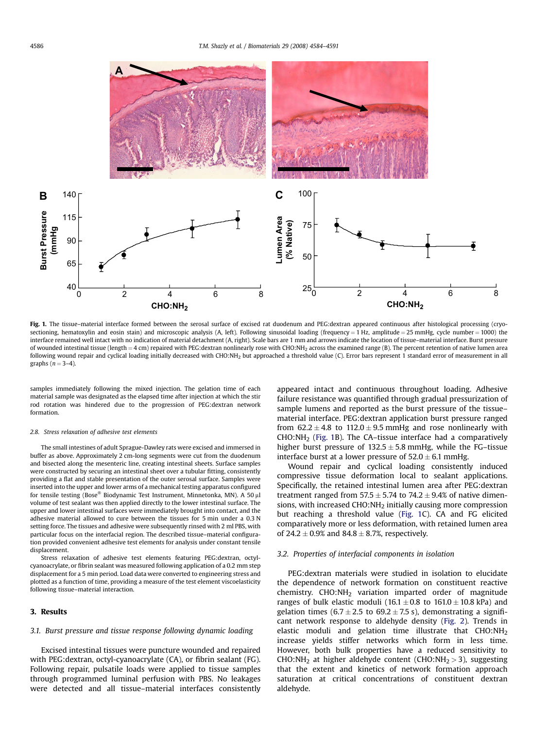Fig. 1. The tissue–material interface formed between the serosal surface of excised rat duodenum and PEG:dextran appeared continuous after histological processing (cryo-sectioning, hematoxylin and eosin stain) and microscopic analysis (A, left). Following sinusoidal loading (frequency = 1 Hz, amplitude = 25 mmHg, cycle number = 1000) the interface remained well intact with no indication of material detachment (A, right). Scale bars are 1 mm and arrows indicate the location of tissue–material interface. Burst pressure of wounded intestinal tissue (length = 4 cm) repaired with PEG:dextran nonlinearly rose with $CHO:NH_2$ across the examined range (B). The percent retention of native lumen area following wound repair and cyclical loading initially decreased with $CHO:NH_2$ but approached a threshold value (C). Error bars represent 1 standard error of measurement in all graphs ($n = 3$–$4$).

samples immediately following the mixed injection. The gelation time of each material sample was designated as the elapsed time after injection at which the stir rod rotation was hindered due to the progression of PEG:dextran network formation.

#### 2.8. Stress relaxation of adhesive test elements

The small intestines of adult Sprague-Dawley rats were excised and immersed in buffer as above. Approximately 2 cm-long segments were cut from the duodenum and bisected along the mesenteric line, creating intestinal sheets. Surface samples were constructed by securing an intestinal sheet over a tubular fitting, consistently providing a flat and stable presentation of the outer serosal surface. Samples were inserted into the upper and lower arms of a mechanical testing apparatus configured for tensile testing (Bose® Biodynamic Test Instrument, Minnetonka, MN). A 50 μl volume of test sealant was then applied directly to the lower intestinal surface. The upper and lower intestinal surfaces were immediately brought into contact, and the adhesive material allowed to cure between the tissues for 5 min under a 0.3 N setting force. The tissues and adhesive were subsequently rinsed with 2 ml PBS, with particular focus on the interfacial region. The described tissue–material configuration provided convenient adhesive test elements for analysis under constant tensile displacement.

Stress relaxation of adhesive test elements featuring PEG:dextran, octyl-cyanoacrylate, or fibrin sealant was measured following application of a 0.2 mm step displacement for a 5 min period. Load data were converted to engineering stress and plotted as a function of time, providing a measure of the test element viscoelasticity following tissue–material interaction.

## 3. Results

### 3.1. Burst pressure and tissue response following dynamic loading

Excised intestinal tissues were puncture wounded and repaired with PEG:dextran, octyl-cyanoacrylate (CA), or fibrin sealant (FG). Following repair, pulsatile loads were applied to tissue samples through programmed luminal perfusion with PBS. No leakages were detected and all tissue–material interfaces consistently appeared intact and continuous throughout loading. Adhesive failure resistance was quantified through gradual pressurization of sample lumens and reported as the burst pressure of the tissue–material interface. PEG:dextran application burst pressure ranged from $62.2 \pm 4.8$ to $112.0 \pm 9.5$ mmHg and rose nonlinearly with $CHO:NH_2$ (Fig. 1B). The CA–tissue interface had a comparatively higher burst pressure of $132.5 \pm 5.8$ mmHg, while the FG–tissue interface burst at a lower pressure of $52.0 \pm 6.1$ mmHg.

Wound repair and cyclical loading consistently induced compressive tissue deformation local to sealant applications. Specifically, the retained intestinal lumen area after PEG:dextran treatment ranged from $57.5 \pm 5.74$ to $74.2 \pm 9.4\%$ of native dimensions, with increased $CHO:NH_2$ initially causing more compression but reaching a threshold value (Fig. 1C). CA and FG elicited comparatively more or less deformation, with retained lumen area of $24.2 \pm 0.9\%$ and $84.8 \pm 8.7\%$, respectively.

### 3.2. Properties of interfacial components in isolation

PEG:dextran materials were studied in isolation to elucidate the dependence of network formation on constituent reactive chemistry. $CHO:NH_2$ variation imparted order of magnitude ranges of bulk elastic moduli ($16.1 \pm 0.8$ to $161.0 \pm 10.8$ kPa) and gelation times ($6.7 \pm 2.5$ to $69.2 \pm 7.5$ s), demonstrating a significant network response to aldehyde density (Fig. 2). Trends in elastic moduli and gelation time illustrate that $CHO:NH_2$ increase yields stiffer networks which form in less time. However, both bulk properties have a reduced sensitivity to $CHO:NH_2$ at higher aldehyde content ($CHO:NH_2 > 3$), suggesting that the extent and kinetics of network formation approach saturation at critical concentrations of constituent dextran aldehyde.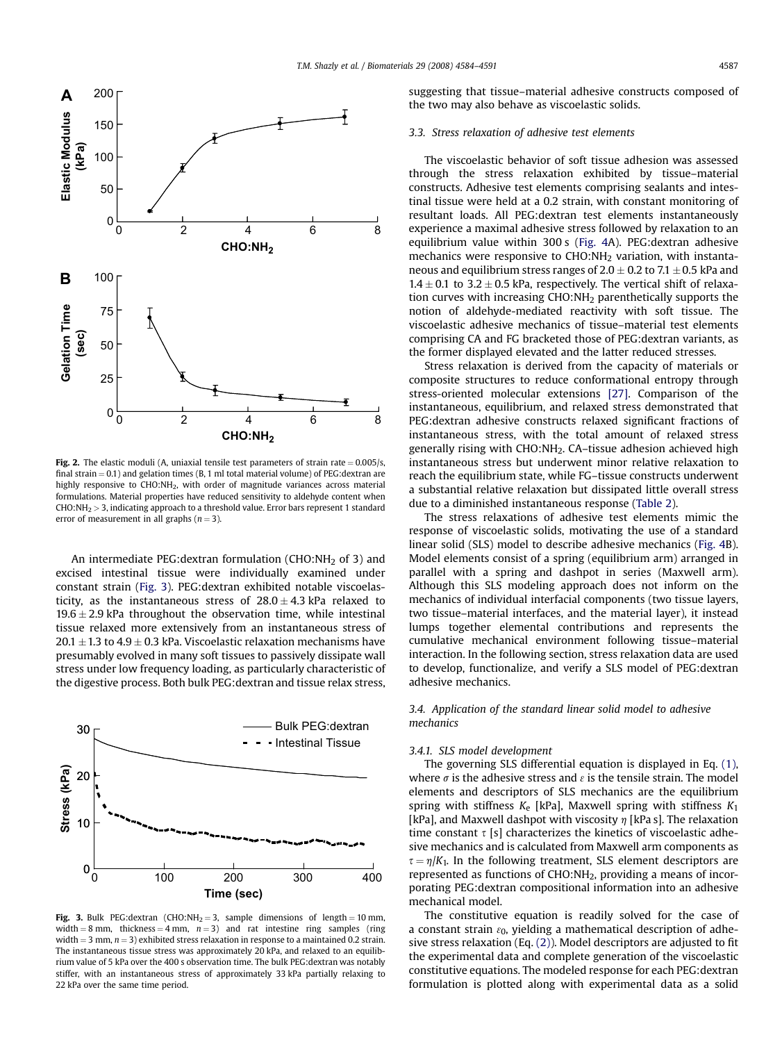**Fig. 2.** The elastic moduli (A, uniaxial tensile test parameters of strain rate = 0.005/s, final strain = 0.1) and gelation times (B, 1 ml total material volume) of PEG:dextran are highly responsive to $CHO:NH_2$, with order of magnitude variances across material formulations. Material properties have reduced sensitivity to aldehyde content when $CHO:NH_2 > 3$, indicating approach to a threshold value. Error bars represent 1 standard error of measurement in all graphs ($n = 3$).

An intermediate PEG:dextran formulation ($CHO:NH_2$ of 3) and excised intestinal tissue were individually examined under constant strain (Fig. 3). PEG:dextran exhibited notable viscoelasticity, as the instantaneous stress of $28.0 \pm 4.3$ kPa relaxed to $19.6 \pm 2.9$ kPa throughout the observation time, while intestinal tissue relaxed more extensively from an instantaneous stress of $20.1 \pm 1.3$ to $4.9 \pm 0.3$ kPa. Viscoelastic relaxation mechanisms have presumably evolved in many soft tissues to passively dissipate wall stress under low frequency loading, as particularly characteristic of the digestive process. Both bulk PEG:dextran and tissue relax stress, suggesting that tissue–material adhesive constructs composed of the two may also behave as viscoelastic solids.

**Fig. 3.** Bulk PEG:dextran ($CHO:NH_2 = 3$, sample dimensions of length = 10 mm, width = 8 mm, thickness = 4 mm, $n = 3$) and rat intestine ring samples (ring width = 3 mm, $n = 3$) exhibited stress relaxation in response to a maintained 0.2 strain. The instantaneous tissue stress was approximately 20 kPa, and relaxed to an equilibrium value of 5 kPa over the 400 s observation time. The bulk PEG:dextran was notably stiffer, with an instantaneous stress of approximately 33 kPa partially relaxing to 22 kPa over the same time period.

### 3.3. Stress relaxation of adhesive test elements

The viscoelastic behavior of soft tissue adhesion was assessed through the stress relaxation exhibited by tissue–material constructs. Adhesive test elements comprising sealants and intestinal tissue were held at a 0.2 strain, with constant monitoring of resultant loads. All PEG:dextran test elements instantaneously experience a maximal adhesive stress followed by relaxation to an equilibrium value within 300 s (Fig. 4A). PEG:dextran adhesive mechanics were responsive to $CHO:NH_2$ variation, with instantaneous and equilibrium stress ranges of $2.0 \pm 0.2$ to $7.1 \pm 0.5$ kPa and $1.4 \pm 0.1$ to $3.2 \pm 0.5$ kPa, respectively. The vertical shift of relaxation curves with increasing $CHO:NH_2$ parenthetically supports the notion of aldehyde-mediated reactivity with soft tissue. The viscoelastic adhesive mechanics of tissue–material test elements comprising CA and FG bracketed those of PEG:dextran variants, as the former displayed elevated and the latter reduced stresses.

Stress relaxation is derived from the capacity of materials or composite structures to reduce conformational entropy through stress-oriented molecular extensions [27]. Comparison of the instantaneous, equilibrium, and relaxed stress demonstrated that PEG:dextran adhesive constructs relaxed significant fractions of instantaneous stress, with the total amount of relaxed stress generally rising with $CHO:NH_2$. CA–tissue adhesion achieved high instantaneous stress but underwent minor relative relaxation to reach the equilibrium state, while FG–tissue constructs underwent a substantial relative relaxation but dissipated little overall stress due to a diminished instantaneous response (Table 2).

The stress relaxations of adhesive test elements mimic the response of viscoelastic solids, motivating the use of a standard linear solid (SLS) model to describe adhesive mechanics (Fig. 4B). Model elements consist of a spring (equilibrium arm) arranged in parallel with a spring and dashpot in series (Maxwell arm). Although this SLS modeling approach does not inform on the mechanics of individual interfacial components (two tissue layers, two tissue–material interfaces, and the material layer), it instead lumps together elemental contributions and represents the cumulative mechanical environment following tissue–material interaction. In the following section, stress relaxation data are used to develop, functionalize, and verify a SLS model of PEG:dextran adhesive mechanics.

### 3.4. Application of the standard linear solid model to adhesive mechanics

#### 3.4.1. SLS model development

The governing SLS differential equation is displayed in Eq. (1), where $\sigma$ is the adhesive stress and $\varepsilon$ is the tensile strain. The model elements and descriptors of SLS mechanics are the equilibrium spring with stiffness $K_e$ [kPa], Maxwell spring with stiffness $K_1$ [kPa], and Maxwell dashpot with viscosity $\eta$ [kPa s]. The relaxation time constant $\tau$ [s] characterizes the kinetics of viscoelastic adhesive mechanics and is calculated from Maxwell arm components as $\tau = \eta/K_1$. In the following treatment, SLS element descriptors are represented as functions of $CHO:NH_2$, providing a means of incorporating PEG:dextran compositional information into an adhesive mechanical model.

The constitutive equation is readily solved for the case of a constant strain $\varepsilon_0$, yielding a mathematical description of adhesive stress relaxation (Eq. (2)). Model descriptors are adjusted to fit the experimental data and complete generation of the viscoelastic constitutive equations. The modeled response for each PEG:dextran formulation is plotted along with experimental data as a solid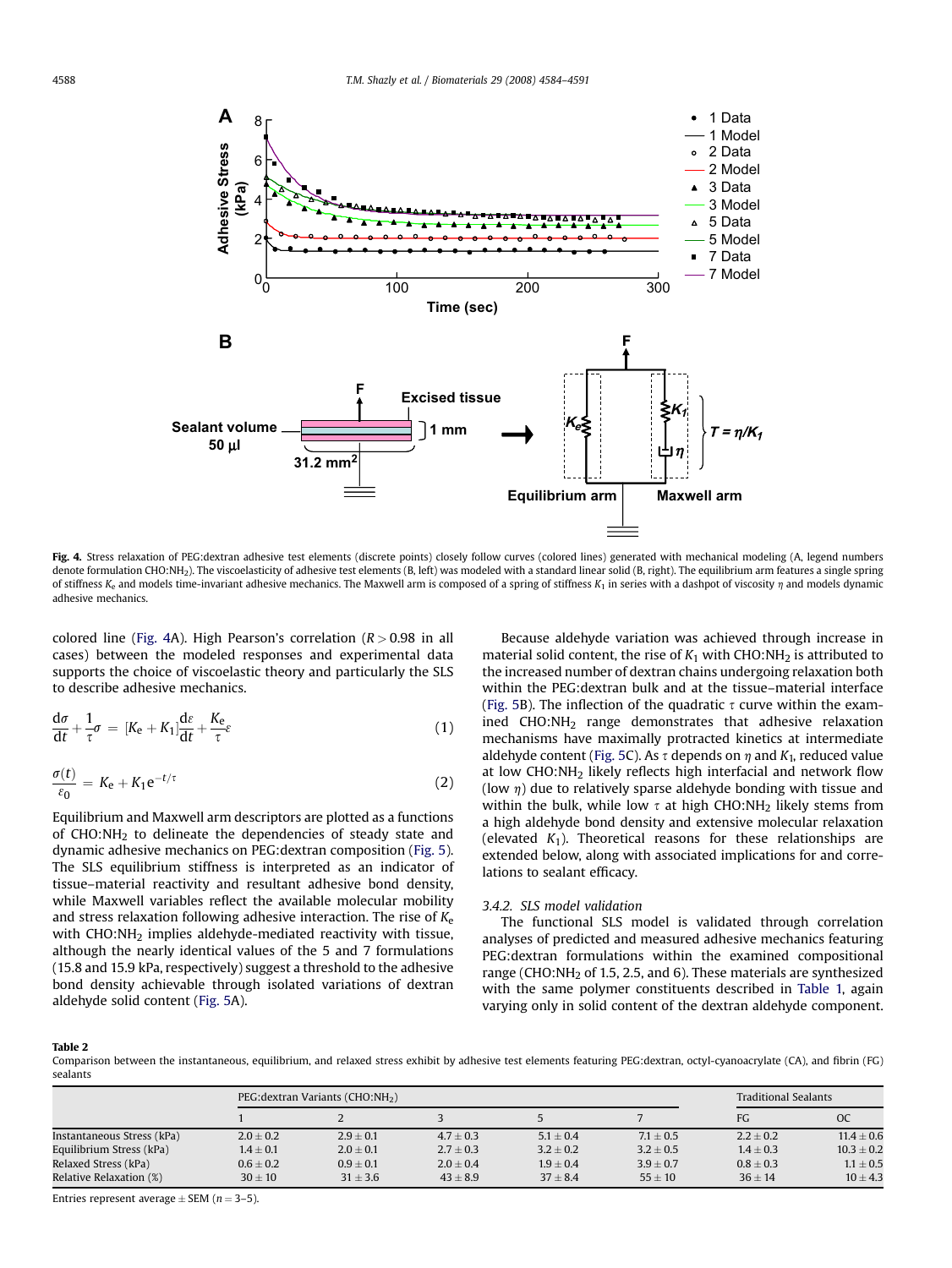Fig. 4. Stress relaxation of PEG:dextran adhesive test elements (discrete points) closely follow curves (colored lines) generated with mechanical modeling (A, legend numbers denote formulation $CHO:NH_2$). The viscoelasticity of adhesive test elements (B, left) was modeled with a standard linear solid (B, right). The equilibrium arm features a single spring of stiffness $K_e$ and models time-invariant adhesive mechanics. The Maxwell arm is composed of a spring of stiffness $K_1$ in series with a dashpot of viscosity $\eta$ and models dynamic adhesive mechanics.

colored line (Fig. 4A). High Pearson's correlation ($R > 0.98$ in all cases) between the modeled responses and experimental data supports the choice of viscoelastic theory and particularly the SLS to describe adhesive mechanics.

$$\frac{d\sigma}{dt} + \frac{1}{\tau}\sigma = [K_e + K_1]\frac{d\varepsilon}{dt} + \frac{K_e}{\tau}\varepsilon \tag{1}$$

$$\frac{\sigma(t)}{\varepsilon_0} = K_e + K_1 e^{-t/\tau} \tag{2}$$

Equilibrium and Maxwell arm descriptors are plotted as a functions of $CHO:NH_2$ to delineate the dependencies of steady state and dynamic adhesive mechanics on PEG:dextran composition (Fig. 5). The SLS equilibrium stiffness is interpreted as an indicator of tissue–material reactivity and resultant adhesive bond density, while Maxwell variables reflect the available molecular mobility and stress relaxation following adhesive interaction. The rise of $K_e$ with $CHO:NH_2$ implies aldehyde-mediated reactivity with tissue, although the nearly identical values of the 5 and 7 formulations (15.8 and 15.9 kPa, respectively) suggest a threshold to the adhesive bond density achievable through isolated variations of dextran aldehyde solid content (Fig. 5A).

Because aldehyde variation was achieved through increase in material solid content, the rise of $K_1$ with $CHO:NH_2$ is attributed to the increased number of dextran chains undergoing relaxation both within the PEG:dextran bulk and at the tissue–material interface (Fig. 5B). The inflection of the quadratic $\tau$ curve within the examined $CHO:NH_2$ range demonstrates that adhesive relaxation mechanisms have maximally protracted kinetics at intermediate aldehyde content (Fig. 5C). As $\tau$ depends on $\eta$ and $K_1$, reduced value at low $CHO:NH_2$ likely reflects high interfacial and network flow (low $\eta$) due to relatively sparse aldehyde bonding with tissue and within the bulk, while low $\tau$ at high $CHO:NH_2$ likely stems from a high aldehyde bond density and extensive molecular relaxation (elevated $K_1$). Theoretical reasons for these relationships are extended below, along with associated implications for and correlations to sealant efficacy.

#### 3.4.2. SLS model validation

The functional SLS model is validated through correlation analyses of predicted and measured adhesive mechanics featuring PEG:dextran formulations within the examined compositional range ($CHO:NH_2$ of 1.5, 2.5, and 6). These materials are synthesized with the same polymer constituents described in Table 1, again varying only in solid content of the dextran aldehyde component.

**Table 2**
Comparison between the instantaneous, equilibrium, and relaxed stress exhibit by adhesive test elements featuring PEG:dextran, octyl-cyanoacrylate (CA), and fibrin (FG) sealants

| | PEG:dextran Variants ($CHO:NH_2$) | | | | | Traditional Sealants | |
|---|---|---|---|---|---|---|---|
| | 1 | 2 | 3 | 5 | 7 | FG | OC |
| Instantaneous Stress (kPa) | 2.0 ± 0.2 | 2.9 ± 0.1 | 4.7 ± 0.3 | 5.1 ± 0.4 | 7.1 ± 0.5 | 2.2 ± 0.2 | 11.4 ± 0.6 |
| Equilibrium Stress (kPa) | 1.4 ± 0.1 | 2.0 ± 0.1 | 2.7 ± 0.3 | 3.2 ± 0.2 | 3.2 ± 0.5 | 1.4 ± 0.3 | 10.3 ± 0.2 |
| Relaxed Stress (kPa) | 0.6 ± 0.2 | 0.9 ± 0.1 | 2.0 ± 0.4 | 1.9 ± 0.4 | 3.9 ± 0.7 | 0.8 ± 0.3 | 1.1 ± 0.5 |
| Relative Relaxation (%) | 30 ± 10 | 31 ± 3.6 | 43 ± 8.9 | 37 ± 8.4 | 55 ± 10 | 36 ± 14 | 10 ± 4.3 |

Entries represent average ± SEM ($n = 3$–5).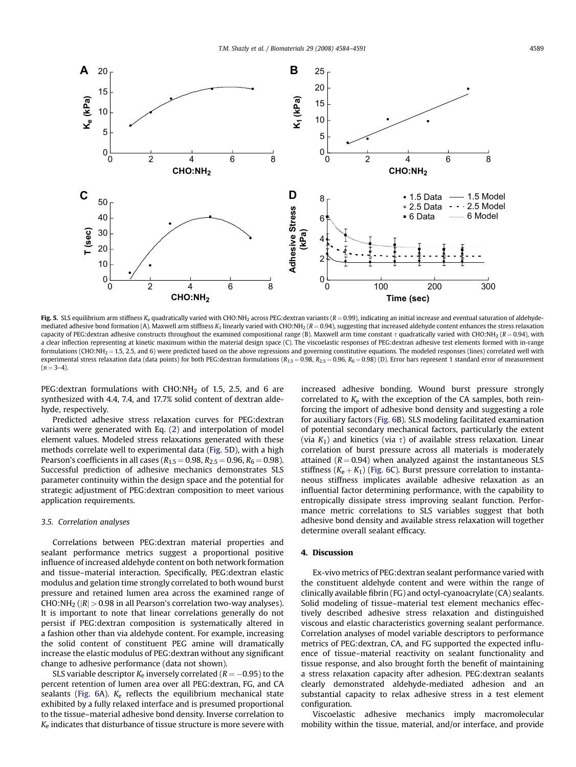**Fig. 5.** SLS equilibrium arm stiffness $K_e$ quadratically varied with $CHO:NH_2$ across PEG:dextran variants ($R = 0.99$), indicating an initial increase and eventual saturation of aldehyde-mediated adhesive bond formation (A). Maxwell arm stiffness $K_1$ linearly varied with $CHO:NH_2$ ($R = 0.94$), suggesting that increased aldehyde content enhances the stress relaxation capacity of PEG:dextran adhesive constructs throughout the examined compositional range (B). Maxwell arm time constant $\tau$ quadratically varied with $CHO:NH_2$ ($R = 0.94$), with a clear inflection representing at kinetic maximum within the material design space (C). The viscoelastic responses of PEG:dextran adhesive test elements formed with in-range formulations ($CHO:NH_2 = 1.5$, 2.5, and 6) were predicted based on the above regressions and governing constitutive equations. The modeled responses (lines) correlated well with experimental stress relaxation data (data points) for both PEG:dextran formulations ($R_{1.5} = 0.98$, $R_{2.5} = 0.96$, $R_6 = 0.98$) (D). Error bars represent 1 standard error of measurement ($n = 3$–$4$).

PEG:dextran formulations with $CHO:NH_2$ of 1.5, 2.5, and 6 are synthesized with 4.4, 7.4, and 17.7% solid content of dextran aldehyde, respectively.

Predicted adhesive stress relaxation curves for PEG:dextran variants were generated with Eq. (2) and interpolation of model element values. Modeled stress relaxations generated with these methods correlate well to experimental data (Fig. 5D), with a high Pearson's coefficients in all cases ($R_{1.5} = 0.98$, $R_{2.5} = 0.96$, $R_6 = 0.98$). Successful prediction of adhesive mechanics demonstrates SLS parameter continuity within the design space and the potential for strategic adjustment of PEG:dextran composition to meet various application requirements.

### 3.5. Correlation analyses

Correlations between PEG:dextran material properties and sealant performance metrics suggest a proportional positive influence of increased aldehyde content on both network formation and tissue–material interaction. Specifically, PEG:dextran elastic modulus and gelation time strongly correlated to both wound burst pressure and retained lumen area across the examined range of $CHO:NH_2$ ($|R| > 0.98$ in all Pearson's correlation two-way analyses). It is important to note that linear correlations generally do not persist if PEG:dextran composition is systematically altered in a fashion other than via aldehyde content. For example, increasing the solid content of constituent PEG amine will dramatically increase the elastic modulus of PEG:dextran without any significant change to adhesive performance (data not shown).

SLS variable descriptor $K_e$ inversely correlated ($R = -0.95$) to the percent retention of lumen area over all PEG:dextran, FG, and CA sealants (Fig. 6A). $K_e$ reflects the equilibrium mechanical state exhibited by a fully relaxed interface and is presumed proportional to the tissue–material adhesive bond density. Inverse correlation to $K_e$ indicates that disturbance of tissue structure is more severe with increased adhesive bonding. Wound burst pressure strongly correlated to $K_e$ with the exception of the CA samples, both reinforcing the import of adhesive bond density and suggesting a role for auxiliary factors (Fig. 6B). SLS modeling facilitated examination of potential secondary mechanical factors, particularly the extent (via $K_1$) and kinetics (via $\tau$) of available stress relaxation. Linear correlation of burst pressure across all materials is moderately attained ($R = 0.94$) when analyzed against the instantaneous SLS stiffness ($K_e + K_1$) (Fig. 6C). Burst pressure correlation to instantaneous stiffness implicates available adhesive relaxation as an influential factor determining performance, with the capability to entropically dissipate stress improving sealant function. Performance metric correlations to SLS variables suggest that both adhesive bond density and available stress relaxation will together determine overall sealant efficacy.

## 4. Discussion

Ex-vivo metrics of PEG:dextran sealant performance varied with the constituent aldehyde content and were within the range of clinically available fibrin (FG) and octyl-cyanoacrylate (CA) sealants. Solid modeling of tissue–material test element mechanics effectively described adhesive stress relaxation and distinguished viscous and elastic characteristics governing sealant performance. Correlation analyses of model variable descriptors to performance metrics of PEG:dextran, CA, and FG supported the expected influence of tissue–material reactivity on sealant functionality and tissue response, and also brought forth the benefit of maintaining a stress relaxation capacity after adhesion. PEG:dextran sealants clearly demonstrated aldehyde-mediated adhesion and an substantial capacity to relax adhesive stress in a test element configuration.

Viscoelastic adhesive mechanics imply macromolecular mobility within the tissue, material, and/or interface, and provide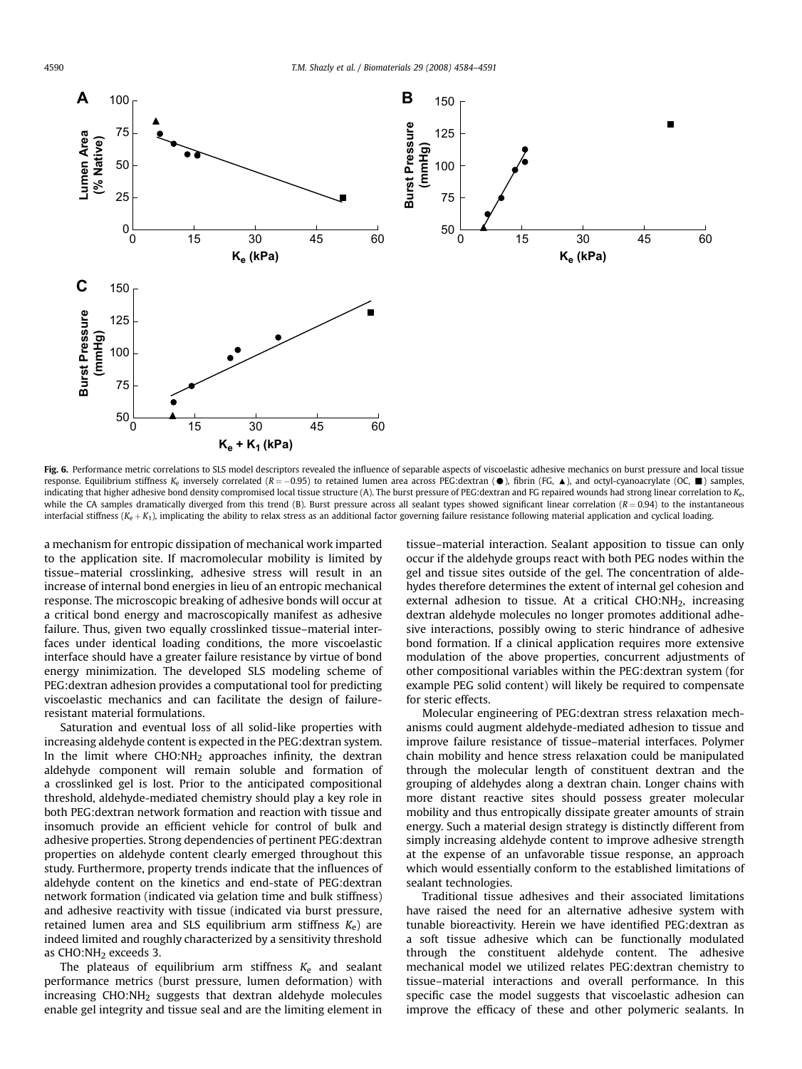**Fig. 6.** Performance metric correlations to SLS model descriptors revealed the influence of separable aspects of viscoelastic adhesive mechanics on burst pressure and local tissue response. Equilibrium stiffness $K_e$ inversely correlated ($R = -0.95$) to retained lumen area across PEG:dextran (●), fibrin (FG, ▲), and octyl-cyanoacrylate (OC, ■) samples, indicating that higher adhesive bond density compromised local tissue structure (A). The burst pressure of PEG:dextran and FG repaired wounds had strong linear correlation to $K_e$, while the CA samples dramatically diverged from this trend (B). Burst pressure across all sealant types showed significant linear correlation ($R = 0.94$) to the instantaneous interfacial stiffness ($K_e + K_1$), implicating the ability to relax stress as an additional factor governing failure resistance following material application and cyclical loading.

a mechanism for entropic dissipation of mechanical work imparted to the application site. If macromolecular mobility is limited by tissue–material crosslinking, adhesive stress will result in an increase of internal bond energies in lieu of an entropic mechanical response. The microscopic breaking of adhesive bonds will occur at a critical bond energy and macroscopically manifest as adhesive failure. Thus, given two equally crosslinked tissue–material interfaces under identical loading conditions, the more viscoelastic interface should have a greater failure resistance by virtue of bond energy minimization. The developed SLS modeling scheme of PEG:dextran adhesion provides a computational tool for predicting viscoelastic mechanics and can facilitate the design of failure-resistant material formulations.

Saturation and eventual loss of all solid-like properties with increasing aldehyde content is expected in the PEG:dextran system. In the limit where $CHO:NH_2$ approaches infinity, the dextran aldehyde component will remain soluble and formation of a crosslinked gel is lost. Prior to the anticipated compositional threshold, aldehyde-mediated chemistry should play a key role in both PEG:dextran network formation and reaction with tissue and insomuch provide an efficient vehicle for control of bulk and adhesive properties. Strong dependencies of pertinent PEG:dextran properties on aldehyde content clearly emerged throughout this study. Furthermore, property trends indicate that the influences of aldehyde content on the kinetics and end-state of PEG:dextran network formation (indicated via gelation time and bulk stiffness) and adhesive reactivity with tissue (indicated via burst pressure, retained lumen area and SLS equilibrium arm stiffness $K_e$) are indeed limited and roughly characterized by a sensitivity threshold as $CHO:NH_2$ exceeds 3.

The plateaus of equilibrium arm stiffness $K_e$ and sealant performance metrics (burst pressure, lumen deformation) with increasing $CHO:NH_2$ suggests that dextran aldehyde molecules enable gel integrity and tissue seal and are the limiting element in tissue–material interaction. Sealant apposition to tissue can only occur if the aldehyde groups react with both PEG nodes within the gel and tissue sites outside of the gel. The concentration of aldehydes therefore determines the extent of internal gel cohesion and external adhesion to tissue. At a critical $CHO:NH_2$, increasing dextran aldehyde molecules no longer promotes additional adhesive interactions, possibly owing to steric hindrance of adhesive bond formation. If a clinical application requires more extensive modulation of the above properties, concurrent adjustments of other compositional variables within the PEG:dextran system (for example PEG solid content) will likely be required to compensate for steric effects.

Molecular engineering of PEG:dextran stress relaxation mechanisms could augment aldehyde-mediated adhesion to tissue and improve failure resistance of tissue–material interfaces. Polymer chain mobility and hence stress relaxation could be manipulated through the molecular length of constituent dextran and the grouping of aldehydes along a dextran chain. Longer chains with more distant reactive sites should possess greater molecular mobility and thus entropically dissipate greater amounts of strain energy. Such a material design strategy is distinctly different from simply increasing aldehyde content to improve adhesive strength at the expense of an unfavorable tissue response, an approach which would essentially conform to the established limitations of sealant technologies.

Traditional tissue adhesives and their associated limitations have raised the need for an alternative adhesive system with tunable bioreactivity. Herein we have identified PEG:dextran as a soft tissue adhesive which can be functionally modulated through the constituent aldehyde content. The adhesive mechanical model we utilized relates PEG:dextran chemistry to tissue–material interactions and overall performance. In this specific case the model suggests that viscoelastic adhesion can improve the efficacy of these and other polymeric sealants. In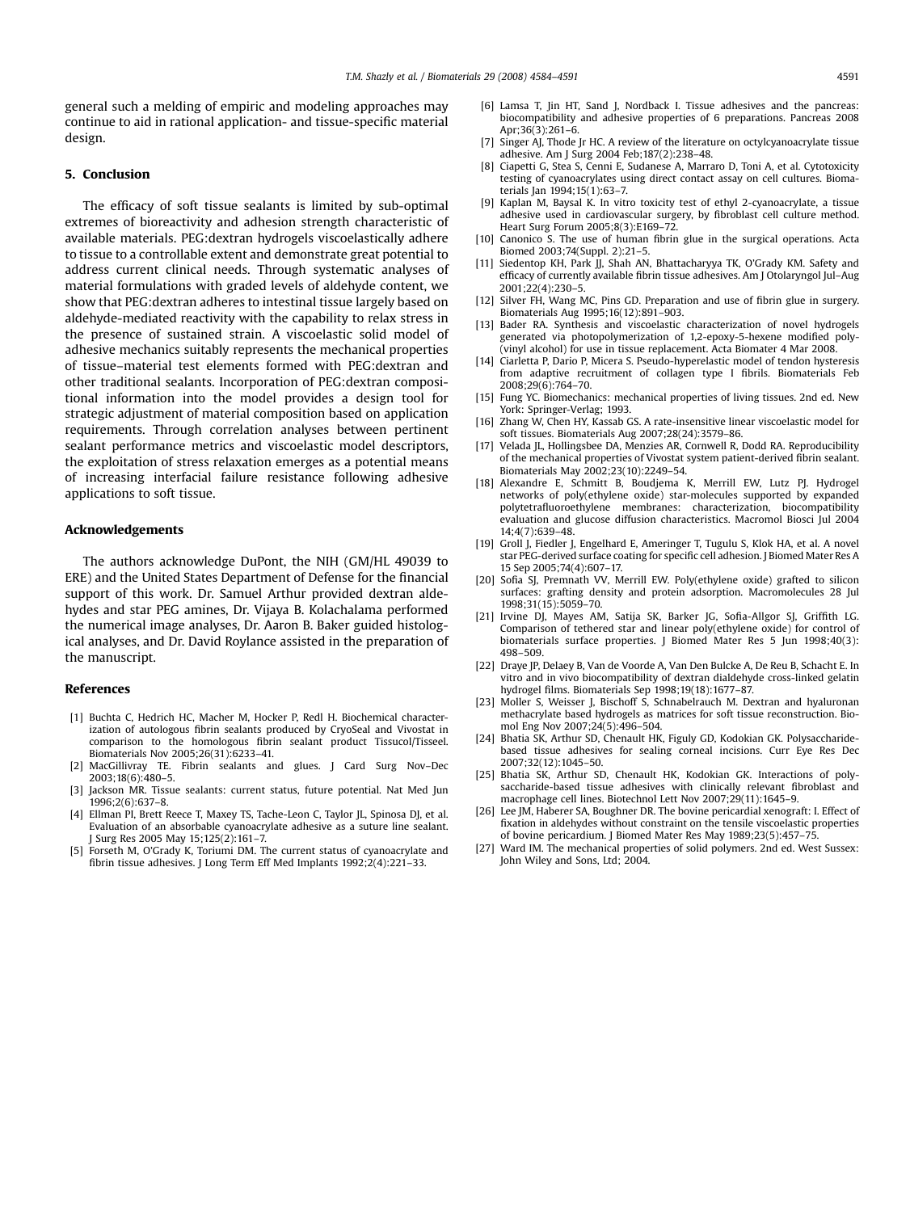general such a melding of empiric and modeling approaches may continue to aid in rational application- and tissue-specific material design.

## 5. Conclusion

The efficacy of soft tissue sealants is limited by sub-optimal extremes of bioreactivity and adhesion strength characteristic of available materials. PEG:dextran hydrogels viscoelastically adhere to tissue to a controllable extent and demonstrate great potential to address current clinical needs. Through systematic analyses of material formulations with graded levels of aldehyde content, we show that PEG:dextran adheres to intestinal tissue largely based on aldehyde-mediated reactivity with the capability to relax stress in the presence of sustained strain. A viscoelastic solid model of adhesive mechanics suitably represents the mechanical properties of tissue–material test elements formed with PEG:dextran and other traditional sealants. Incorporation of PEG:dextran compositional information into the model provides a design tool for strategic adjustment of material composition based on application requirements. Through correlation analyses between pertinent sealant performance metrics and viscoelastic model descriptors, the exploitation of stress relaxation emerges as a potential means of increasing interfacial failure resistance following adhesive applications to soft tissue.

## Acknowledgements

The authors acknowledge DuPont, the NIH (GM/HL 49039 to ERE) and the United States Department of Defense for the financial support of this work. Dr. Samuel Arthur provided dextran aldehydes and star PEG amines, Dr. Vijaya B. Kolachalama performed the numerical image analyses, Dr. Aaron B. Baker guided histological analyses, and Dr. David Roylance assisted in the preparation of the manuscript.

## References

[1] Buchta C, Hedrich HC, Macher M, Hocker P, Redl H. Biochemical characterization of autologous fibrin sealants produced by CryoSeal and Vivostat in comparison to the homologous fibrin sealant product Tissucol/Tisseel. Biomaterials Nov 2005;26(31):6233–41.

[2] MacGillivray TE. Fibrin sealants and glues. J Card Surg Nov–Dec 2003;18(6):480–5.

[3] Jackson MR. Tissue sealants: current status, future potential. Nat Med Jun 1996;2(6):637–8.

[4] Ellman PI, Brett Reece T, Maxey TS, Tache-Leon C, Taylor JL, Spinosa DJ, et al. Evaluation of an absorbable cyanoacrylate adhesive as a suture line sealant. J Surg Res 2005 May 15;125(2):161–7.

[5] Forseth M, O'Grady K, Toriumi DM. The current status of cyanoacrylate and fibrin tissue adhesives. J Long Term Eff Med Implants 1992;2(4):221–33.

[6] Lamsa T, Jin HT, Sand J, Nordback I. Tissue adhesives and the pancreas: biocompatibility and adhesive properties of 6 preparations. Pancreas 2008 Apr;36(3):261–6.

[7] Singer AJ, Thode Jr HC. A review of the literature on octylcyanoacrylate tissue adhesive. Am J Surg 2004 Feb;187(2):238–48.

[8] Ciapetti G, Stea S, Cenni E, Sudanese A, Marraro D, Toni A, et al. Cytotoxicity testing of cyanoacrylates using direct contact assay on cell cultures. Biomaterials Jan 1994;15(1):63–7.

[9] Kaplan M, Baysal K. In vitro toxicity test of ethyl 2-cyanoacrylate, a tissue adhesive used in cardiovascular surgery, by fibroblast cell culture method. Heart Surg Forum 2005;8(3):E169–72.

[10] Canonico S. The use of human fibrin glue in the surgical operations. Acta Biomed 2003;74(Suppl. 2):21–5.

[11] Siedentop KH, Park JJ, Shah AN, Bhattacharyya TK, O'Grady KM. Safety and efficacy of currently available fibrin tissue adhesives. Am J Otolaryngol Jul–Aug 2001;22(4):230–5.

[12] Silver FH, Wang MC, Pins GD. Preparation and use of fibrin glue in surgery. Biomaterials Aug 1995;16(12):891–903.

[13] Bader RA. Synthesis and viscoelastic characterization of novel hydrogels generated via photopolymerization of 1,2-epoxy-5-hexene modified poly-(vinyl alcohol) for use in tissue replacement. Acta Biomater 4 Mar 2008.

[14] Ciarletta P, Dario P, Micera S. Pseudo-hyperelastic model of tendon hysteresis from adaptive recruitment of collagen type I fibrils. Biomaterials Feb 2008;29(6):764–70.

[15] Fung YC. Biomechanics: mechanical properties of living tissues. 2nd ed. New York: Springer-Verlag; 1993.

[16] Zhang W, Chen HY, Kassab GS. A rate-insensitive linear viscoelastic model for soft tissues. Biomaterials Aug 2007;28(24):3579–86.

[17] Velada JL, Hollingsbee DA, Menzies AR, Cornwell R, Dodd RA. Reproducibility of the mechanical properties of Vivostat system patient-derived fibrin sealant. Biomaterials May 2002;23(10):2249–54.

[18] Alexandre E, Schmitt B, Boudjema K, Merrill EW, Lutz PJ. Hydrogel networks of poly(ethylene oxide) star-molecules supported by expanded polytetrafluoroethylene membranes: characterization, biocompatibility evaluation and glucose diffusion characteristics. Macromol Biosci Jul 2004 14;4(7):639–48.

[19] Groll J, Fiedler J, Engelhard E, Ameringer T, Tugulu S, Klok HA, et al. A novel star PEG-derived surface coating for specific cell adhesion. J Biomed Mater Res A 15 Sep 2005;74(4):607–17.

[20] Sofia SJ, Premnath VV, Merrill EW. Poly(ethylene oxide) grafted to silicon surfaces: grafting density and protein adsorption. Macromolecules 28 Jul 1998;31(15):5059–70.

[21] Irvine DJ, Mayes AM, Satija SK, Barker JG, Sofia-Allgor SJ, Griffith LG. Comparison of tethered star and linear poly(ethylene oxide) for control of biomaterials surface properties. J Biomed Mater Res 5 Jun 1998;40(3): 498–509.

[22] Draye JP, Delaey B, Van de Voorde A, Van Den Bulcke A, De Reu B, Schacht E. In vitro and in vivo biocompatibility of dextran dialdehyde cross-linked gelatin hydrogel films. Biomaterials Sep 1998;19(18):1677–87.

[23] Moller S, Weisser J, Bischoff S, Schnabelrauch M. Dextran and hyaluronan methacrylate based hydrogels as matrices for soft tissue reconstruction. Biomol Eng Nov 2007;24(5):496–504.

[24] Bhatia SK, Arthur SD, Chenault HK, Figuly GD, Kodokian GK. Polysaccharide-based tissue adhesives for sealing corneal incisions. Curr Eye Res Dec 2007;32(12):1045–50.

[25] Bhatia SK, Arthur SD, Chenault HK, Kodokian GK. Interactions of polysaccharide-based tissue adhesives with clinically relevant fibroblast and macrophage cell lines. Biotechnol Lett Nov 2007;29(11):1645–9.

[26] Lee JM, Haberer SA, Boughner DR. The bovine pericardial xenograft: I. Effect of fixation in aldehydes without constraint on the tensile viscoelastic properties of bovine pericardium. J Biomed Mater Res May 1989;23(5):457–75.

[27] Ward IM. The mechanical properties of solid polymers. 2nd ed. West Sussex: John Wiley and Sons, Ltd; 2004.